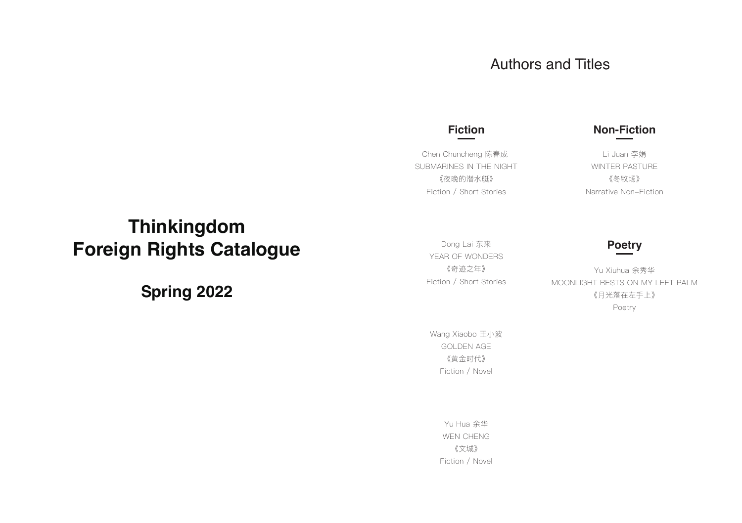# Thinkingdom Foreign Rights Catalogue

## Spring 2022

## Authors and Titles

### Fiction

Chen Chuncheng 陈春成
SUBMARINES IN THE NIGHT
《夜晚的潜水艇》
Fiction / Short Stories

Dong Lai 东来
YEAR OF WONDERS
《奇迹之年》
Fiction / Short Stories

Wang Xiaobo 王小波
GOLDEN AGE
《黄金时代》
Fiction / Novel

Yu Hua 余华
WEN CHENG
《文城》
Fiction / Novel

### Non-Fiction

Li Juan 李娟
WINTER PASTURE
《冬牧场》
Narrative Non-Fiction

### Poetry

Yu Xiuhua 余秀华
MOONLIGHT RESTS ON MY LEFT PALM
《月光落在左手上》
Poetry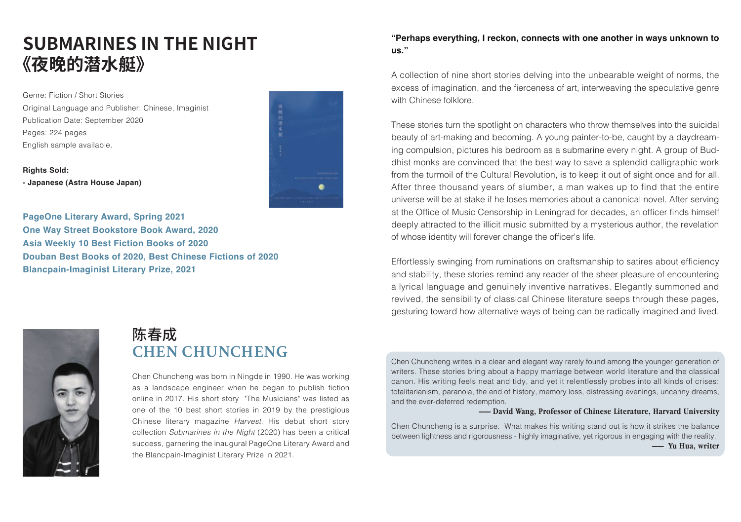# SUBMARINES IN THE NIGHT
# 《夜晚的潜水艇》

Genre: Fiction / Short Stories
Original Language and Publisher: Chinese, Imaginist
Publication Date: September 2020
Pages: 224 pages
English sample available.

**Rights Sold:**
**- Japanese (Astra House Japan)**

**PageOne Literary Award, Spring 2021**
**One Way Street Bookstore Book Award, 2020**
**Asia Weekly 10 Best Fiction Books of 2020**
**Douban Best Books of 2020, Best Chinese Fictions of 2020**
**Blancpain-Imaginist Literary Prize, 2021**

## 陈春成
## CHEN CHUNCHENG

Chen Chuncheng was born in Ningde in 1990. He was working as a landscape engineer when he began to publish fiction online in 2017. His short story "The Musicians" was listed as one of the 10 best short stories in 2019 by the prestigious Chinese literary magazine *Harvest*. His debut short story collection *Submarines in the Night* (2020) has been a critical success, garnering the inaugural PageOne Literary Award and the Blancpain-Imaginist Literary Prize in 2021.

**"Perhaps everything, I reckon, connects with one another in ways unknown to us."**

A collection of nine short stories delving into the unbearable weight of norms, the excess of imagination, and the fierceness of art, interweaving the speculative genre with Chinese folklore.

These stories turn the spotlight on characters who throw themselves into the suicidal beauty of art-making and becoming. A young painter-to-be, caught by a daydreaming compulsion, pictures his bedroom as a submarine every night. A group of Buddhist monks are convinced that the best way to save a splendid calligraphic work from the turmoil of the Cultural Revolution, is to keep it out of sight once and for all. After three thousand years of slumber, a man wakes up to find that the entire universe will be at stake if he loses memories about a canonical novel. After serving at the Office of Music Censorship in Leningrad for decades, an officer finds himself deeply attracted to the illicit music submitted by a mysterious author, the revelation of whose identity will forever change the officer's life.

Effortlessly swinging from ruminations on craftsmanship to satires about efficiency and stability, these stories remind any reader of the sheer pleasure of encountering a lyrical language and genuinely inventive narratives. Elegantly summoned and revived, the sensibility of classical Chinese literature seeps through these pages, gesturing toward how alternative ways of being can be radically imagined and lived.

Chen Chuncheng writes in a clear and elegant way rarely found among the younger generation of writers. These stories bring about a happy marriage between world literature and the classical canon. His writing feels neat and tidy, and yet it relentlessly probes into all kinds of crises: totalitarianism, paranoia, the end of history, memory loss, distressing evenings, uncanny dreams, and the ever-deferred redemption.

**—— David Wang, Professor of Chinese Literature, Harvard University**

Chen Chuncheng is a surprise. What makes his writing stand out is how it strikes the balance between lightness and rigorousness - highly imaginative, yet rigorous in engaging with the reality.

**—— Yu Hua, writer**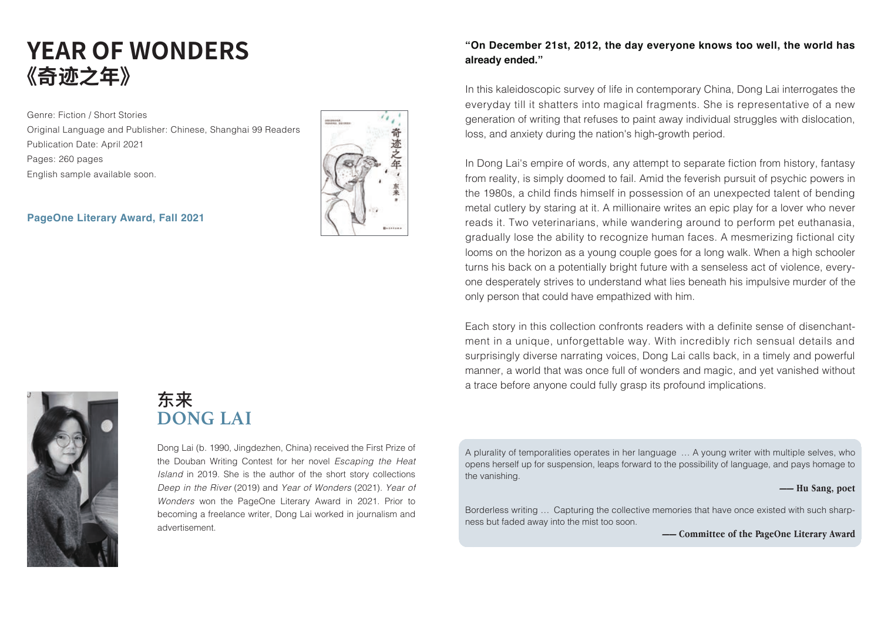# YEAR OF WONDERS
# 《奇迹之年》

Genre: Fiction / Short Stories
Original Language and Publisher: Chinese, Shanghai 99 Readers
Publication Date: April 2021
Pages: 260 pages
English sample available soon.

**PageOne Literary Award, Fall 2021**

**"On December 21st, 2012, the day everyone knows too well, the world has already ended."**

In this kaleidoscopic survey of life in contemporary China, Dong Lai interrogates the everyday till it shatters into magical fragments. She is representative of a new generation of writing that refuses to paint away individual struggles with dislocation, loss, and anxiety during the nation's high-growth period.

In Dong Lai's empire of words, any attempt to separate fiction from history, fantasy from reality, is simply doomed to fail. Amid the feverish pursuit of psychic powers in the 1980s, a child finds himself in possession of an unexpected talent of bending metal cutlery by staring at it. A millionaire writes an epic play for a lover who never reads it. Two veterinarians, while wandering around to perform pet euthanasia, gradually lose the ability to recognize human faces. A mesmerizing fictional city looms on the horizon as a young couple goes for a long walk. When a high schooler turns his back on a potentially bright future with a senseless act of violence, everyone desperately strives to understand what lies beneath his impulsive murder of the only person that could have empathized with him.

Each story in this collection confronts readers with a definite sense of disenchantment in a unique, unforgettable way. With incredibly rich sensual details and surprisingly diverse narrating voices, Dong Lai calls back, in a timely and powerful manner, a world that was once full of wonders and magic, and yet vanished without a trace before anyone could fully grasp its profound implications.

## 东来
## DONG LAI

Dong Lai (b. 1990, Jingdezhen, China) received the First Prize of the Douban Writing Contest for her novel *Escaping the Heat Island* in 2019. She is the author of the short story collections *Deep in the River* (2019) and *Year of Wonders* (2021). *Year of Wonders* won the PageOne Literary Award in 2021. Prior to becoming a freelance writer, Dong Lai worked in journalism and advertisement.

A plurality of temporalities operates in her language … A young writer with multiple selves, who opens herself up for suspension, leaps forward to the possibility of language, and pays homage to the vanishing.

**—— Hu Sang, poet**

Borderless writing … Capturing the collective memories that have once existed with such sharpness but faded away into the mist too soon.

**—— Committee of the PageOne Literary Award**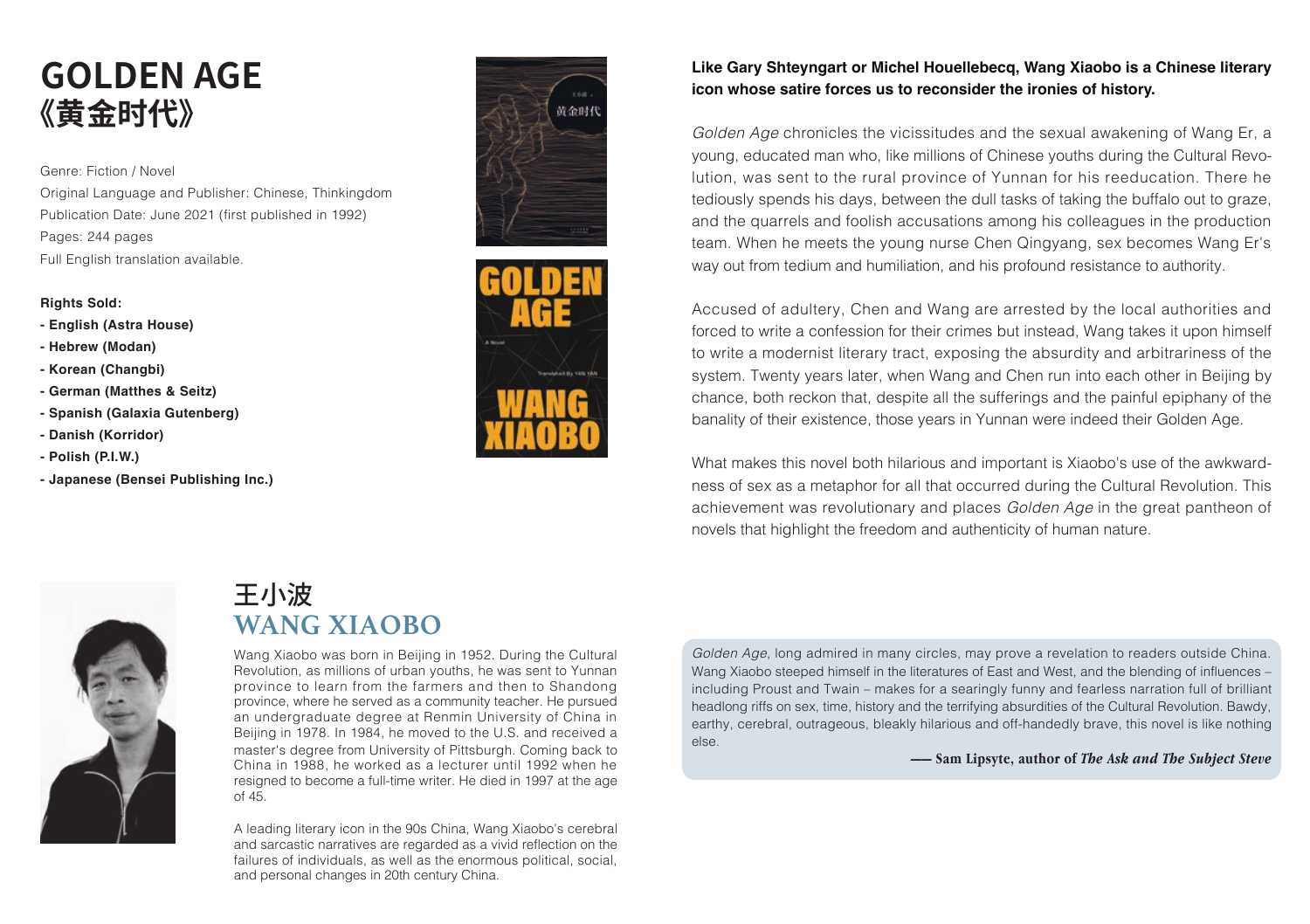# GOLDEN AGE
# 《黄金时代》

Genre: Fiction / Novel
Original Language and Publisher: Chinese, Thinkingdom
Publication Date: June 2021 (first published in 1992)
Pages: 244 pages
Full English translation available.

**Rights Sold:**

- **English (Astra House)**
- **Hebrew (Modan)**
- **Korean (Changbi)**
- **German (Matthes & Seitz)**
- **Spanish (Galaxia Gutenberg)**
- **Danish (Korridor)**
- **Polish (P.I.W.)**
- **Japanese (Bensei Publishing Inc.)**

**Like Gary Shteyngart or Michel Houellebecq, Wang Xiaobo is a Chinese literary icon whose satire forces us to reconsider the ironies of history.**

*Golden Age* chronicles the vicissitudes and the sexual awakening of Wang Er, a young, educated man who, like millions of Chinese youths during the Cultural Revolution, was sent to the rural province of Yunnan for his reeducation. There he tediously spends his days, between the dull tasks of taking the buffalo out to graze, and the quarrels and foolish accusations among his colleagues in the production team. When he meets the young nurse Chen Qingyang, sex becomes Wang Er's way out from tedium and humiliation, and his profound resistance to authority.

Accused of adultery, Chen and Wang are arrested by the local authorities and forced to write a confession for their crimes but instead, Wang takes it upon himself to write a modernist literary tract, exposing the absurdity and arbitrariness of the system. Twenty years later, when Wang and Chen run into each other in Beijing by chance, both reckon that, despite all the sufferings and the painful epiphany of the banality of their existence, those years in Yunnan were indeed their Golden Age.

What makes this novel both hilarious and important is Xiaobo's use of the awkwardness of sex as a metaphor for all that occurred during the Cultural Revolution. This achievement was revolutionary and places *Golden Age* in the great pantheon of novels that highlight the freedom and authenticity of human nature.

## 王小波
## WANG XIAOBO

Wang Xiaobo was born in Beijing in 1952. During the Cultural Revolution, as millions of urban youths, he was sent to Yunnan province to learn from the farmers and then to Shandong province, where he served as a community teacher. He pursued an undergraduate degree at Renmin University of China in Beijing in 1978. In 1984, he moved to the U.S. and received a master's degree from University of Pittsburgh. Coming back to China in 1988, he worked as a lecturer until 1992 when he resigned to become a full-time writer. He died in 1997 at the age of 45.

A leading literary icon in the 90s China, Wang Xiaobo's cerebral and sarcastic narratives are regarded as a vivid reflection on the failures of individuals, as well as the enormous political, social, and personal changes in 20th century China.

*Golden Age*, long admired in many circles, may prove a revelation to readers outside China. Wang Xiaobo steeped himself in the literatures of East and West, and the blending of influences – including Proust and Twain – makes for a searingly funny and fearless narration full of brilliant headlong riffs on sex, time, history and the terrifying absurdities of the Cultural Revolution. Bawdy, earthy, cerebral, outrageous, bleakly hilarious and off-handedly brave, this novel is like nothing else.

**—— Sam Lipsyte, author of *The Ask and The Subject Steve***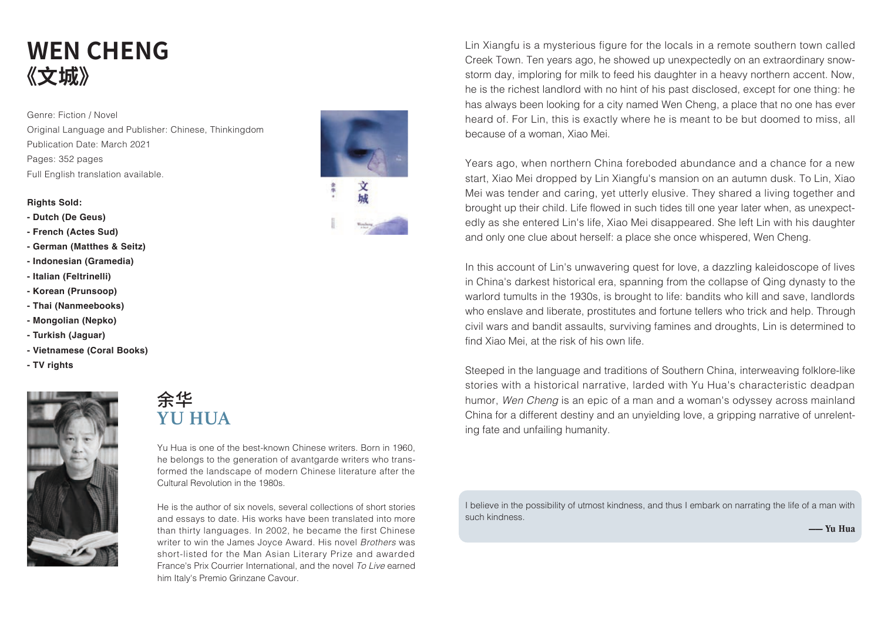# WEN CHENG
# 《文城》

Genre: Fiction / Novel
Original Language and Publisher: Chinese, Thinkingdom
Publication Date: March 2021
Pages: 352 pages
Full English translation available.

**Rights Sold:**

- **Dutch (De Geus)**
- **French (Actes Sud)**
- **German (Matthes & Seitz)**
- **Indonesian (Gramedia)**
- **Italian (Feltrinelli)**
- **Korean (Prunsoop)**
- **Thai (Nanmeebooks)**
- **Mongolian (Nepko)**
- **Turkish (Jaguar)**
- **Vietnamese (Coral Books)**
- **TV rights**

## 余华
## YU HUA

Yu Hua is one of the best-known Chinese writers. Born in 1960, he belongs to the generation of avantgarde writers who transformed the landscape of modern Chinese literature after the Cultural Revolution in the 1980s.

He is the author of six novels, several collections of short stories and essays to date. His works have been translated into more than thirty languages. In 2002, he became the first Chinese writer to win the James Joyce Award. His novel *Brothers* was short-listed for the Man Asian Literary Prize and awarded France's Prix Courrier International, and the novel *To Live* earned him Italy's Premio Grinzane Cavour.

Lin Xiangfu is a mysterious figure for the locals in a remote southern town called Creek Town. Ten years ago, he showed up unexpectedly on an extraordinary snowstorm day, imploring for milk to feed his daughter in a heavy northern accent. Now, he is the richest landlord with no hint of his past disclosed, except for one thing: he has always been looking for a city named Wen Cheng, a place that no one has ever heard of. For Lin, this is exactly where he is meant to be but doomed to miss, all because of a woman, Xiao Mei.

Years ago, when northern China foreboded abundance and a chance for a new start, Xiao Mei dropped by Lin Xiangfu's mansion on an autumn dusk. To Lin, Xiao Mei was tender and caring, yet utterly elusive. They shared a living together and brought up their child. Life flowed in such tides till one year later when, as unexpectedly as she entered Lin's life, Xiao Mei disappeared. She left Lin with his daughter and only one clue about herself: a place she once whispered, Wen Cheng.

In this account of Lin's unwavering quest for love, a dazzling kaleidoscope of lives in China's darkest historical era, spanning from the collapse of Qing dynasty to the warlord tumults in the 1930s, is brought to life: bandits who kill and save, landlords who enslave and liberate, prostitutes and fortune tellers who trick and help. Through civil wars and bandit assaults, surviving famines and droughts, Lin is determined to find Xiao Mei, at the risk of his own life.

Steeped in the language and traditions of Southern China, interweaving folklore-like stories with a historical narrative, larded with Yu Hua's characteristic deadpan humor, *Wen Cheng* is an epic of a man and a woman's odyssey across mainland China for a different destiny and an unyielding love, a gripping narrative of unrelenting fate and unfailing humanity.

> I believe in the possibility of utmost kindness, and thus I embark on narrating the life of a man with such kindness.
>
> **—— Yu Hua**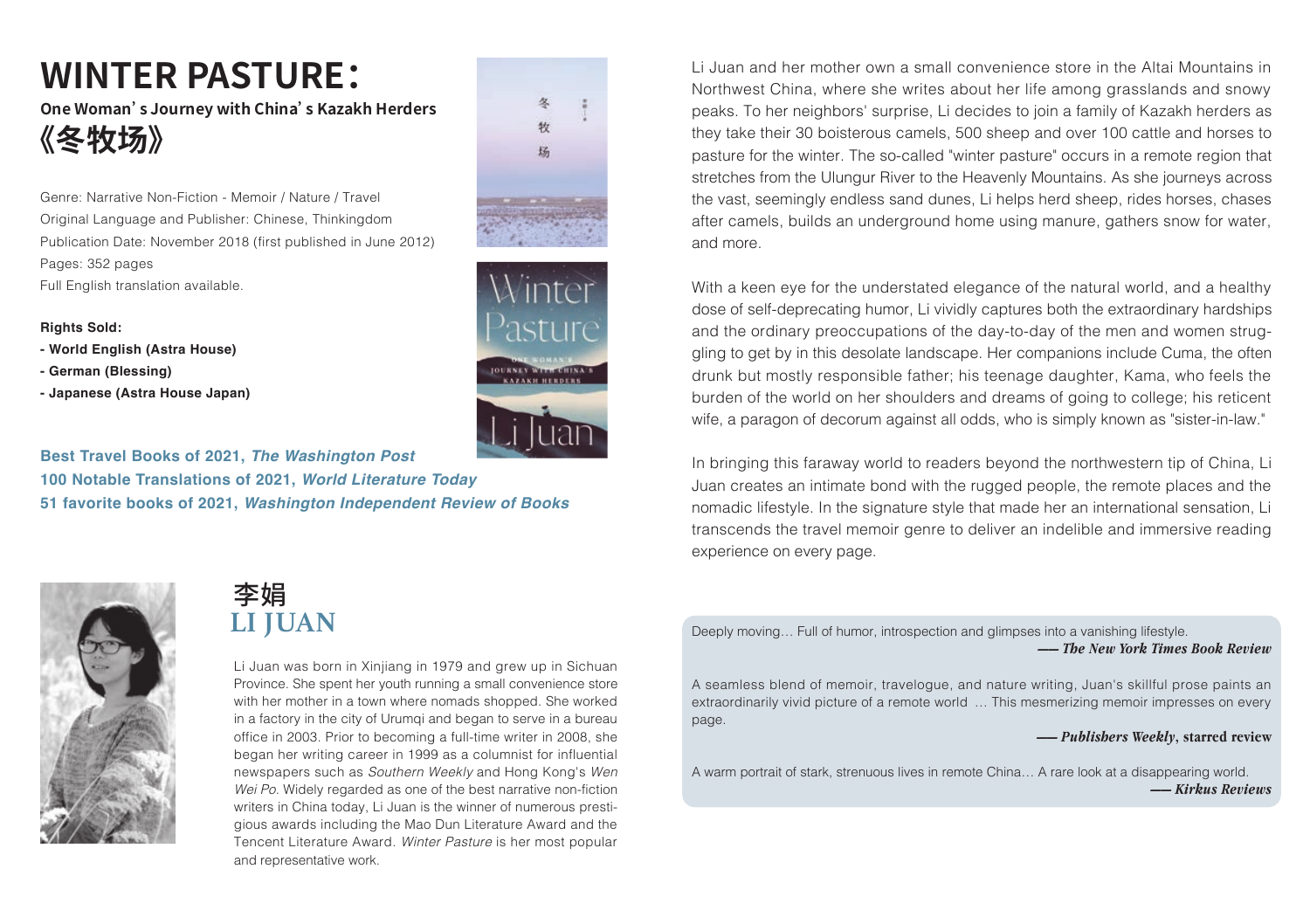# WINTER PASTURE:

**One Woman's Journey with China's Kazakh Herders**

# 《冬牧场》

Genre: Narrative Non-Fiction - Memoir / Nature / Travel
Original Language and Publisher: Chinese, Thinkingdom
Publication Date: November 2018 (first published in June 2012)
Pages: 352 pages
Full English translation available.

**Rights Sold:**

- **World English (Astra House)**
- **German (Blessing)**
- **Japanese (Astra House Japan)**

**Best Travel Books of 2021, *The Washington Post***
**100 Notable Translations of 2021, *World Literature Today***
**51 favorite books of 2021, *Washington Independent Review of Books***

Li Juan and her mother own a small convenience store in the Altai Mountains in Northwest China, where she writes about her life among grasslands and snowy peaks. To her neighbors' surprise, Li decides to join a family of Kazakh herders as they take their 30 boisterous camels, 500 sheep and over 100 cattle and horses to pasture for the winter. The so-called "winter pasture" occurs in a remote region that stretches from the Ulungur River to the Heavenly Mountains. As she journeys across the vast, seemingly endless sand dunes, Li helps herd sheep, rides horses, chases after camels, builds an underground home using manure, gathers snow for water, and more.

With a keen eye for the understated elegance of the natural world, and a healthy dose of self-deprecating humor, Li vividly captures both the extraordinary hardships and the ordinary preoccupations of the day-to-day of the men and women struggling to get by in this desolate landscape. Her companions include Cuma, the often drunk but mostly responsible father; his teenage daughter, Kama, who feels the burden of the world on her shoulders and dreams of going to college; his reticent wife, a paragon of decorum against all odds, who is simply known as "sister-in-law."

In bringing this faraway world to readers beyond the northwestern tip of China, Li Juan creates an intimate bond with the rugged people, the remote places and the nomadic lifestyle. In the signature style that made her an international sensation, Li transcends the travel memoir genre to deliver an indelible and immersive reading experience on every page.

## 李娟
## LI JUAN

Li Juan was born in Xinjiang in 1979 and grew up in Sichuan Province. She spent her youth running a small convenience store with her mother in a town where nomads shopped. She worked in a factory in the city of Urumqi and began to serve in a bureau office in 2003. Prior to becoming a full-time writer in 2008, she began her writing career in 1999 as a columnist for influential newspapers such as *Southern Weekly* and Hong Kong's *Wen Wei Po*. Widely regarded as one of the best narrative non-fiction writers in China today, Li Juan is the winner of numerous prestigious awards including the Mao Dun Literature Award and the Tencent Literature Award. *Winter Pasture* is her most popular and representative work.

Deeply moving… Full of humor, introspection and glimpses into a vanishing lifestyle.
—— ***The New York Times Book Review***

A seamless blend of memoir, travelogue, and nature writing, Juan's skillful prose paints an extraordinarily vivid picture of a remote world … This mesmerizing memoir impresses on every page.
—— ***Publishers Weekly*, starred review**

A warm portrait of stark, strenuous lives in remote China… A rare look at a disappearing world.
—— ***Kirkus Reviews***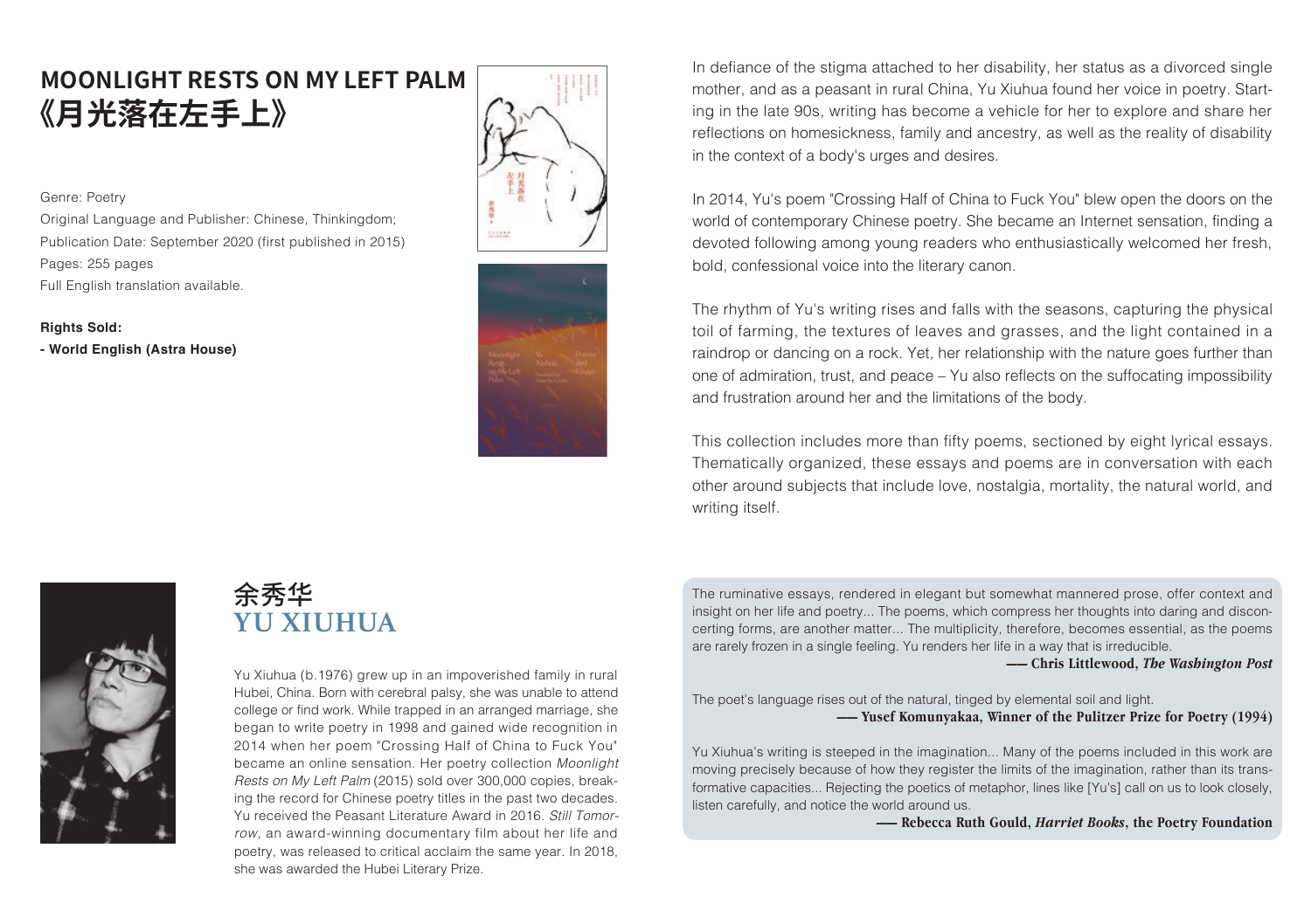# MOONLIGHT RESTS ON MY LEFT PALM
# 《月光落在左手上》

Genre: Poetry
Original Language and Publisher: Chinese, Thinkingdom;
Publication Date: September 2020 (first published in 2015)
Pages: 255 pages
Full English translation available.

**Rights Sold:**
**- World English (Astra House)**

In defiance of the stigma attached to her disability, her status as a divorced single mother, and as a peasant in rural China, Yu Xiuhua found her voice in poetry. Starting in the late 90s, writing has become a vehicle for her to explore and share her reflections on homesickness, family and ancestry, as well as the reality of disability in the context of a body's urges and desires.

In 2014, Yu's poem "Crossing Half of China to Fuck You" blew open the doors on the world of contemporary Chinese poetry. She became an Internet sensation, finding a devoted following among young readers who enthusiastically welcomed her fresh, bold, confessional voice into the literary canon.

The rhythm of Yu's writing rises and falls with the seasons, capturing the physical toil of farming, the textures of leaves and grasses, and the light contained in a raindrop or dancing on a rock. Yet, her relationship with the nature goes further than one of admiration, trust, and peace – Yu also reflects on the suffocating impossibility and frustration around her and the limitations of the body.

This collection includes more than fifty poems, sectioned by eight lyrical essays. Thematically organized, these essays and poems are in conversation with each other around subjects that include love, nostalgia, mortality, the natural world, and writing itself.

## 余秀华
## YU XIUHUA

Yu Xiuhua (b.1976) grew up in an impoverished family in rural Hubei, China. Born with cerebral palsy, she was unable to attend college or find work. While trapped in an arranged marriage, she began to write poetry in 1998 and gained wide recognition in 2014 when her poem "Crossing Half of China to Fuck You" became an online sensation. Her poetry collection *Moonlight Rests on My Left Palm* (2015) sold over 300,000 copies, breaking the record for Chinese poetry titles in the past two decades. Yu received the Peasant Literature Award in 2016. *Still Tomorrow*, an award-winning documentary film about her life and poetry, was released to critical acclaim the same year. In 2018, she was awarded the Hubei Literary Prize.

The ruminative essays, rendered in elegant but somewhat mannered prose, offer context and insight on her life and poetry... The poems, which compress her thoughts into daring and disconcerting forms, are another matter... The multiplicity, therefore, becomes essential, as the poems are rarely frozen in a single feeling. Yu renders her life in a way that is irreducible.

**—— Chris Littlewood, *The Washington Post***

The poet's language rises out of the natural, tinged by elemental soil and light.

**—— Yusef Komunyakaa, Winner of the Pulitzer Prize for Poetry (1994)**

Yu Xiuhua's writing is steeped in the imagination... Many of the poems included in this work are moving precisely because of how they register the limits of the imagination, rather than its transformative capacities... Rejecting the poetics of metaphor, lines like [Yu's] call on us to look closely, listen carefully, and notice the world around us.

**—— Rebecca Ruth Gould, *Harriet Books*, the Poetry Foundation**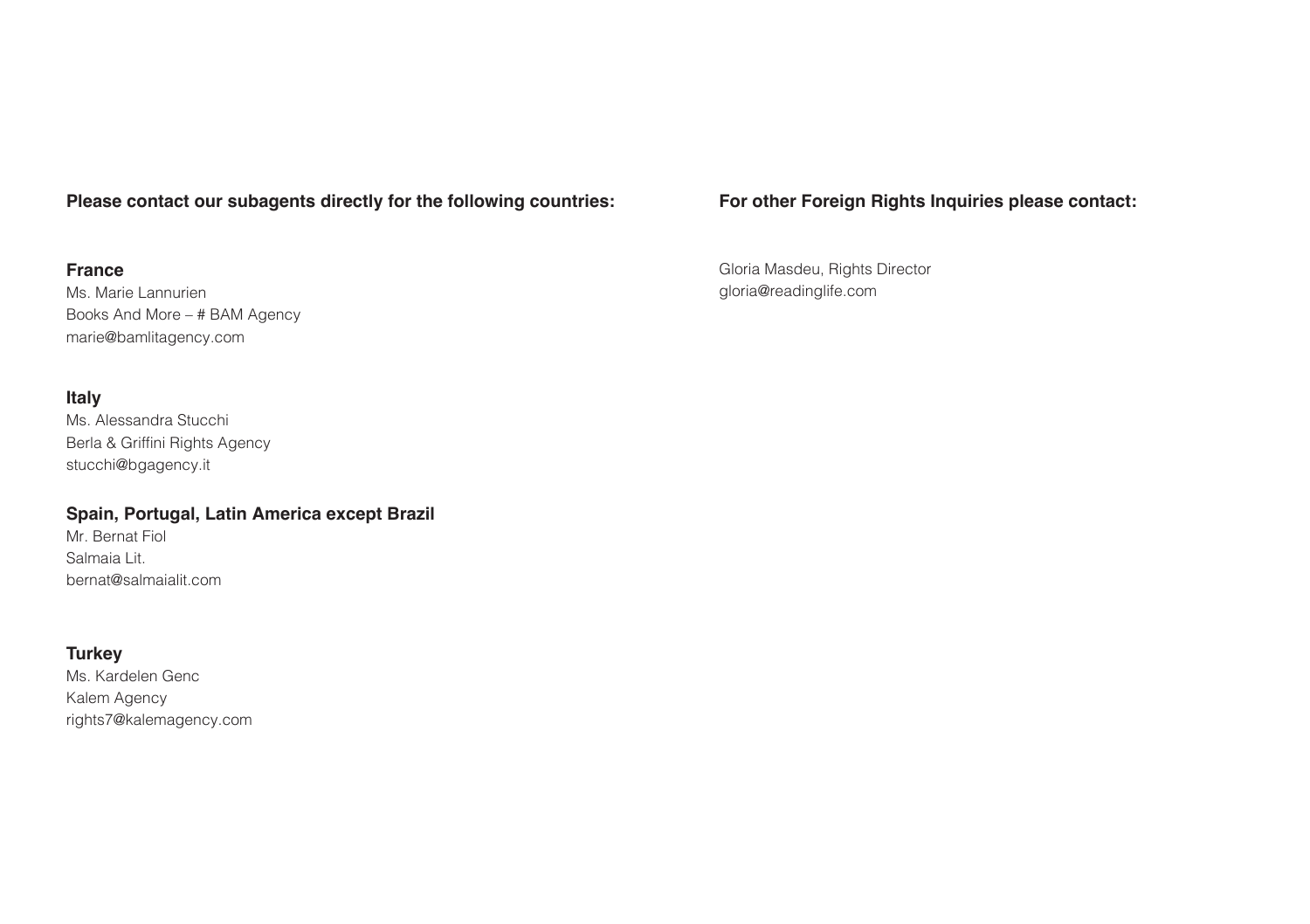**Please contact our subagents directly for the following countries:**

**France**
Ms. Marie Lannurien
Books And More – # BAM Agency
marie@bamlitagency.com

**Italy**
Ms. Alessandra Stucchi
Berla & Griffini Rights Agency
stucchi@bgagency.it

**Spain, Portugal, Latin America except Brazil**
Mr. Bernat Fiol
Salmaia Lit.
bernat@salmaialit.com

**Turkey**
Ms. Kardelen Genc
Kalem Agency
rights7@kalemagency.com

**For other Foreign Rights Inquiries please contact:**

Gloria Masdeu, Rights Director
gloria@readinglife.com